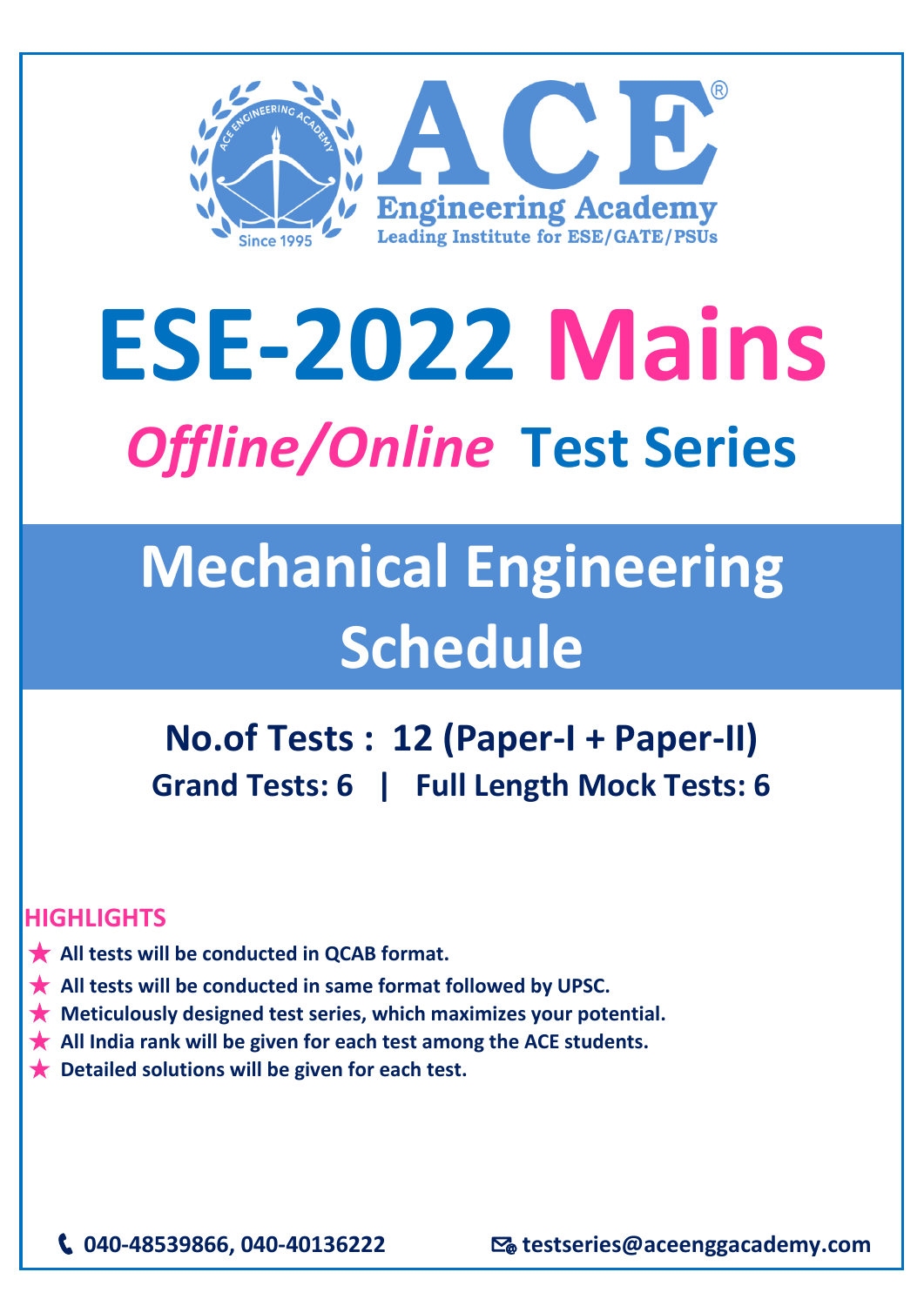ACE Engineering Academy

Leading Institute for ESE/GATE/PSUs

Since 1995

# ESE-2022 Mains

## *Offline/Online* Test Series

## Mechanical Engineering Schedule

**No.of Tests : 12 (Paper-I + Paper-II)**

**Grand Tests: 6 | Full Length Mock Tests: 6**

### HIGHLIGHTS

- ★ **All tests will be conducted in QCAB format.**
- ★ **All tests will be conducted in same format followed by UPSC.**
- ★ **Meticulously designed test series, which maximizes your potential.**
- ★ **All India rank will be given for each test among the ACE students.**
- ★ **Detailed solutions will be given for each test.**

040-48539866, 040-40136222 testseries@aceenggacademy.com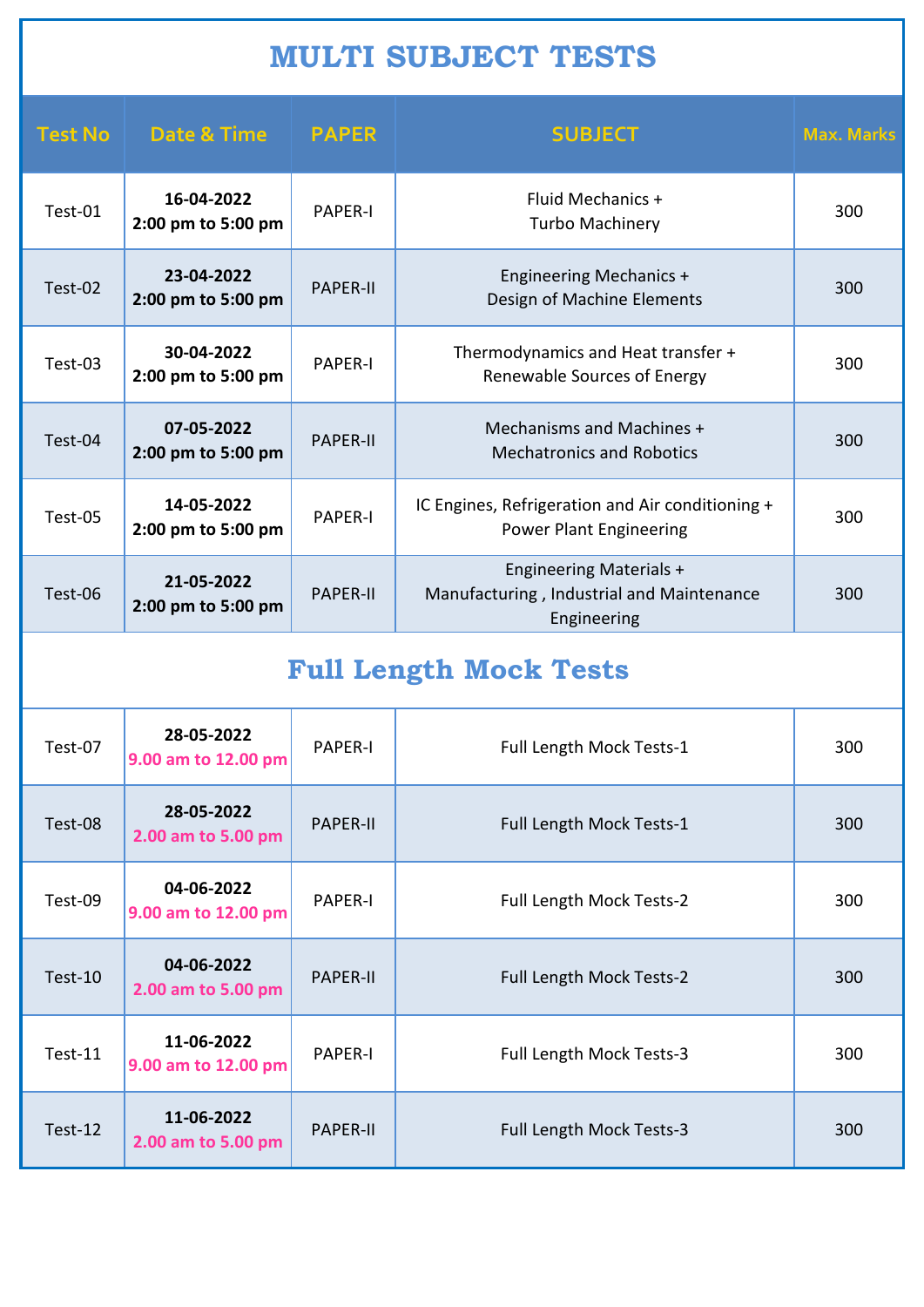# MULTI SUBJECT TESTS

| Test No | Date & Time | PAPER | SUBJECT | Max. Marks |
|---|---|---|---|---|
| Test-01 | **16-04-2022 2:00 pm to 5:00 pm** | PAPER-I | Fluid Mechanics + Turbo Machinery | 300 |
| Test-02 | **23-04-2022 2:00 pm to 5:00 pm** | PAPER-II | Engineering Mechanics + Design of Machine Elements | 300 |
| Test-03 | **30-04-2022 2:00 pm to 5:00 pm** | PAPER-I | Thermodynamics and Heat transfer + Renewable Sources of Energy | 300 |
| Test-04 | **07-05-2022 2:00 pm to 5:00 pm** | PAPER-II | Mechanisms and Machines + Mechatronics and Robotics | 300 |
| Test-05 | **14-05-2022 2:00 pm to 5:00 pm** | PAPER-I | IC Engines, Refrigeration and Air conditioning + Power Plant Engineering | 300 |
| Test-06 | **21-05-2022 2:00 pm to 5:00 pm** | PAPER-II | Engineering Materials + Manufacturing , Industrial and Maintenance Engineering | 300 |

# Full Length Mock Tests

| Test No | Date & Time | PAPER | SUBJECT | Max. Marks |
|---|---|---|---|---|
| Test-07 | **28-05-2022 9.00 am to 12.00 pm** | PAPER-I | Full Length Mock Tests-1 | 300 |
| Test-08 | **28-05-2022 2.00 am to 5.00 pm** | PAPER-II | Full Length Mock Tests-1 | 300 |
| Test-09 | **04-06-2022 9.00 am to 12.00 pm** | PAPER-I | Full Length Mock Tests-2 | 300 |
| Test-10 | **04-06-2022 2.00 am to 5.00 pm** | PAPER-II | Full Length Mock Tests-2 | 300 |
| Test-11 | **11-06-2022 9.00 am to 12.00 pm** | PAPER-I | Full Length Mock Tests-3 | 300 |
| Test-12 | **11-06-2022 2.00 am to 5.00 pm** | PAPER-II | Full Length Mock Tests-3 | 300 |